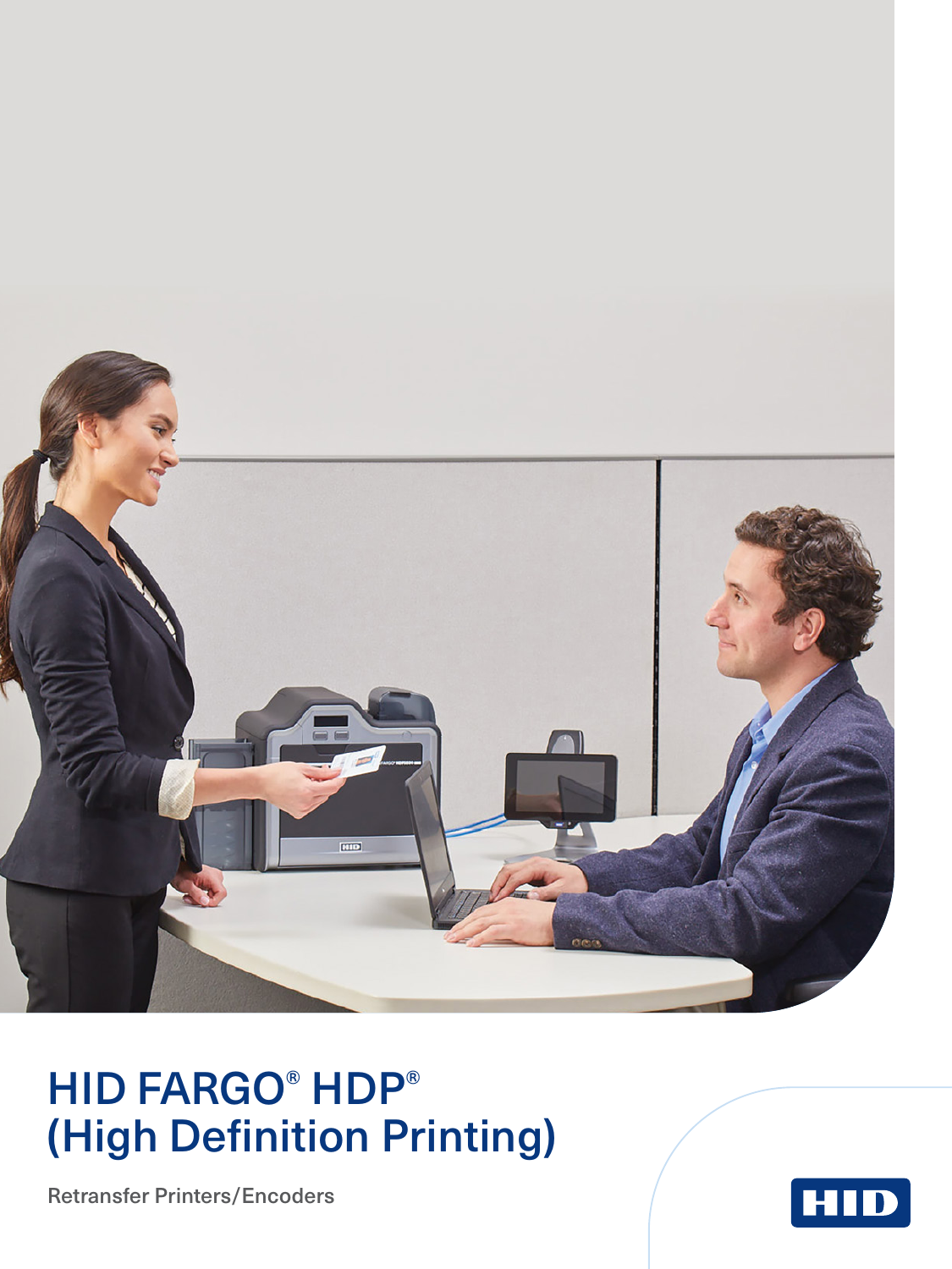# HID FARGO® HDP® (High Definition Printing)

Retransfer Printers/Encoders

HID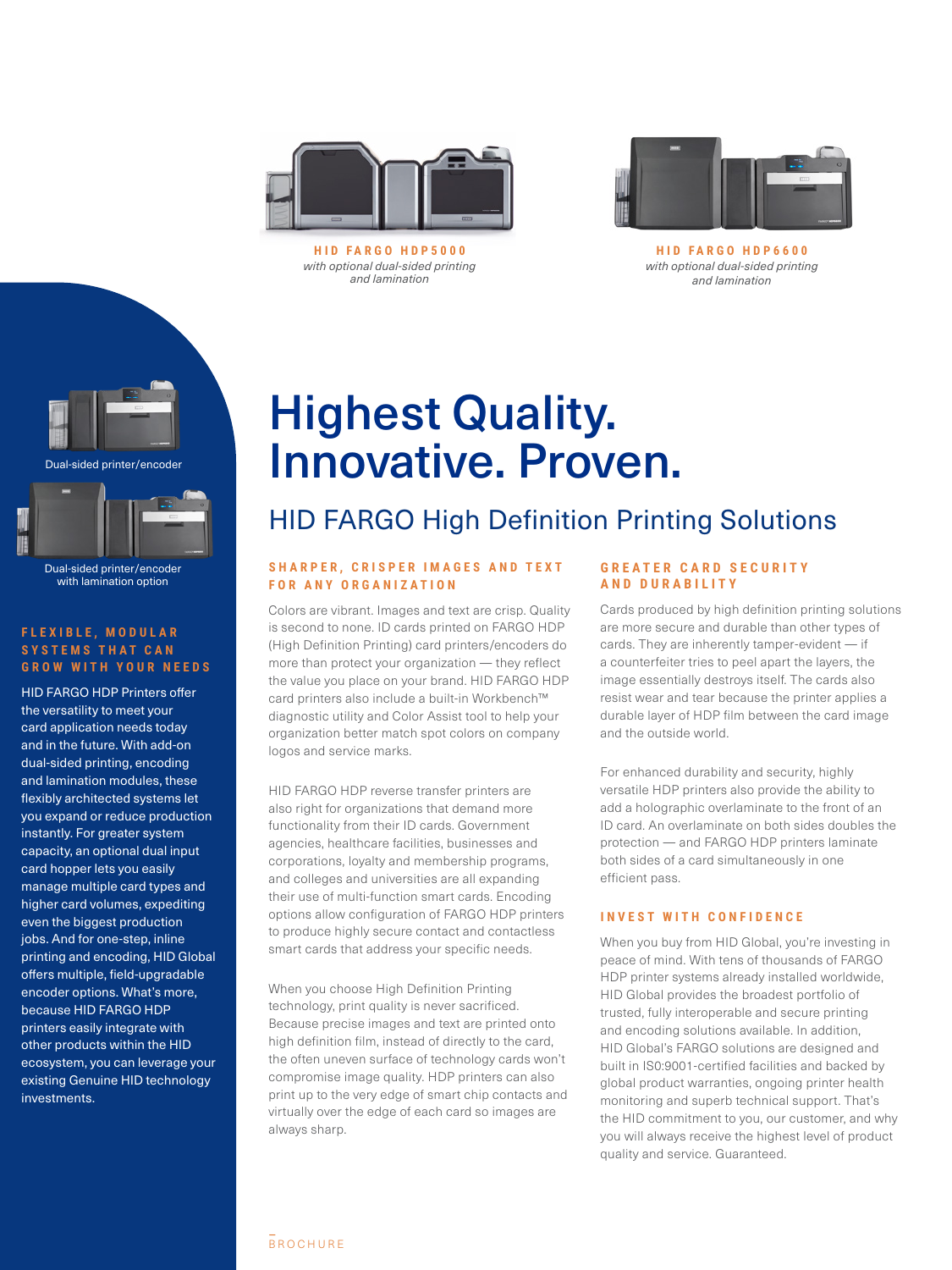**HID FARGO HDP5000**
*with optional dual-sided printing and lamination*

**HID FARGO HDP6600**
*with optional dual-sided printing and lamination*

Dual-sided printer/encoder

Dual-sided printer/encoder with lamination option

### FLEXIBLE, MODULAR SYSTEMS THAT CAN GROW WITH YOUR NEEDS

HID FARGO HDP Printers offer the versatility to meet your card application needs today and in the future. With add-on dual-sided printing, encoding and lamination modules, these flexibly architected systems let you expand or reduce production instantly. For greater system capacity, an optional dual input card hopper lets you easily manage multiple card types and higher card volumes, expediting even the biggest production jobs. And for one-step, inline printing and encoding, HID Global offers multiple, field-upgradable encoder options. What's more, because HID FARGO HDP printers easily integrate with other products within the HID ecosystem, you can leverage your existing Genuine HID technology investments.

# Highest Quality. Innovative. Proven.

## HID FARGO High Definition Printing Solutions

### SHARPER, CRISPER IMAGES AND TEXT FOR ANY ORGANIZATION

Colors are vibrant. Images and text are crisp. Quality is second to none. ID cards printed on FARGO HDP (High Definition Printing) card printers/encoders do more than protect your organization — they reflect the value you place on your brand. HID FARGO HDP card printers also include a built-in Workbench™ diagnostic utility and Color Assist tool to help your organization better match spot colors on company logos and service marks.

HID FARGO HDP reverse transfer printers are also right for organizations that demand more functionality from their ID cards. Government agencies, healthcare facilities, businesses and corporations, loyalty and membership programs, and colleges and universities are all expanding their use of multi-function smart cards. Encoding options allow configuration of FARGO HDP printers to produce highly secure contact and contactless smart cards that address your specific needs.

When you choose High Definition Printing technology, print quality is never sacrificed. Because precise images and text are printed onto high definition film, instead of directly to the card, the often uneven surface of technology cards won't compromise image quality. HDP printers can also print up to the very edge of smart chip contacts and virtually over the edge of each card so images are always sharp.

### GREATER CARD SECURITY AND DURABILITY

Cards produced by high definition printing solutions are more secure and durable than other types of cards. They are inherently tamper-evident — if a counterfeiter tries to peel apart the layers, the image essentially destroys itself. The cards also resist wear and tear because the printer applies a durable layer of HDP film between the card image and the outside world.

For enhanced durability and security, highly versatile HDP printers also provide the ability to add a holographic overlaminate to the front of an ID card. An overlaminate on both sides doubles the protection — and FARGO HDP printers laminate both sides of a card simultaneously in one efficient pass.

### INVEST WITH CONFIDENCE

When you buy from HID Global, you're investing in peace of mind. With tens of thousands of FARGO HDP printer systems already installed worldwide, HID Global provides the broadest portfolio of trusted, fully interoperable and secure printing and encoding solutions available. In addition, HID Global's FARGO solutions are designed and built in IS0:9001-certified facilities and backed by global product warranties, ongoing printer health monitoring and superb technical support. That's the HID commitment to you, our customer, and why you will always receive the highest level of product quality and service. Guaranteed.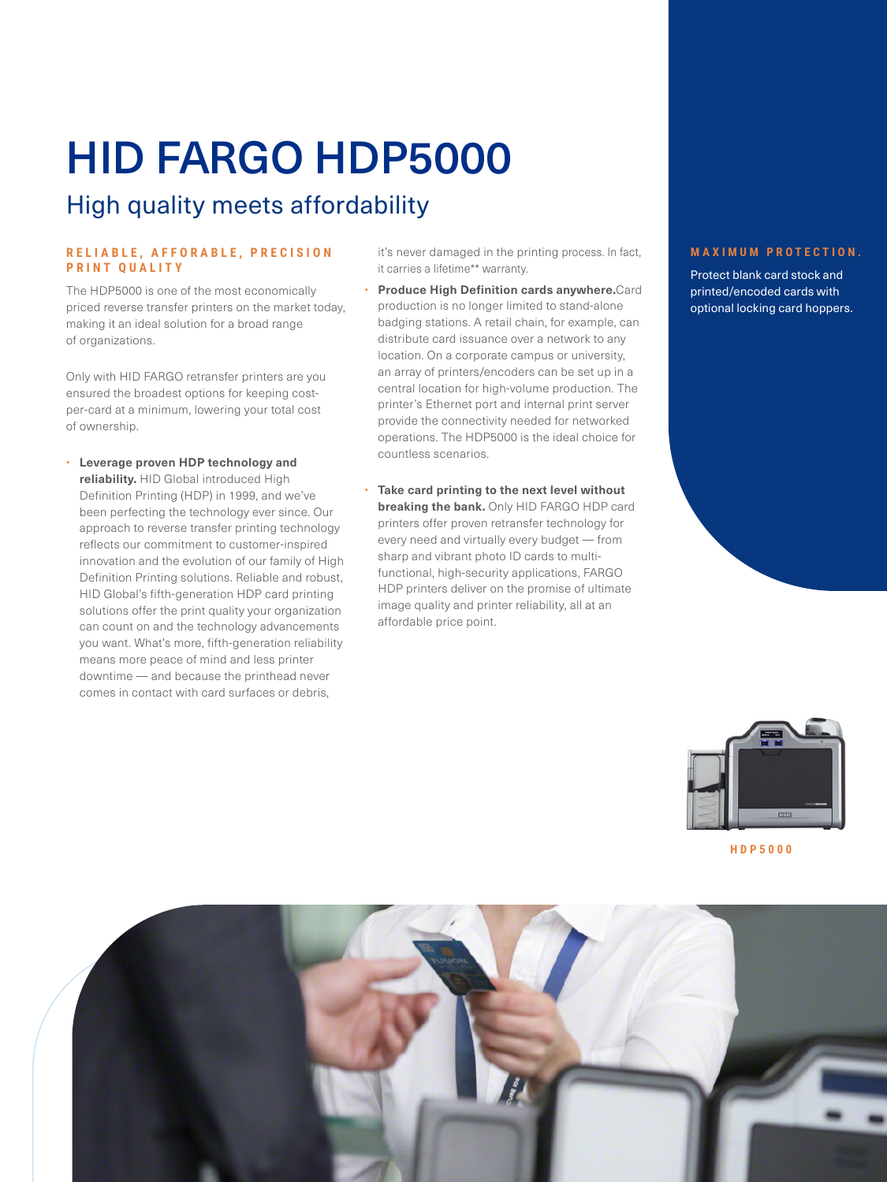# HID FARGO HDP5000

## High quality meets affordability

### RELIABLE, AFFORABLE, PRECISION PRINT QUALITY

The HDP5000 is one of the most economically priced reverse transfer printers on the market today, making it an ideal solution for a broad range of organizations.

Only with HID FARGO retransfer printers are you ensured the broadest options for keeping cost-per-card at a minimum, lowering your total cost of ownership.

- **Leverage proven HDP technology and reliability.** HID Global introduced High Definition Printing (HDP) in 1999, and we've been perfecting the technology ever since. Our approach to reverse transfer printing technology reflects our commitment to customer-inspired innovation and the evolution of our family of High Definition Printing solutions. Reliable and robust, HID Global's fifth-generation HDP card printing solutions offer the print quality your organization can count on and the technology advancements you want. What's more, fifth-generation reliability means more peace of mind and less printer downtime — and because the printhead never comes in contact with card surfaces or debris, it's never damaged in the printing process. In fact, it carries a lifetime** warranty.
- **Produce High Definition cards anywhere.** Card production is no longer limited to stand-alone badging stations. A retail chain, for example, can distribute card issuance over a network to any location. On a corporate campus or university, an array of printers/encoders can be set up in a central location for high-volume production. The printer's Ethernet port and internal print server provide the connectivity needed for networked operations. The HDP5000 is the ideal choice for countless scenarios.
- **Take card printing to the next level without breaking the bank.** Only HID FARGO HDP card printers offer proven retransfer technology for every need and virtually every budget — from sharp and vibrant photo ID cards to multi-functional, high-security applications, FARGO HDP printers deliver on the promise of ultimate image quality and printer reliability, all at an affordable price point.

### MAXIMUM PROTECTION.

Protect blank card stock and printed/encoded cards with optional locking card hoppers.

HDP5000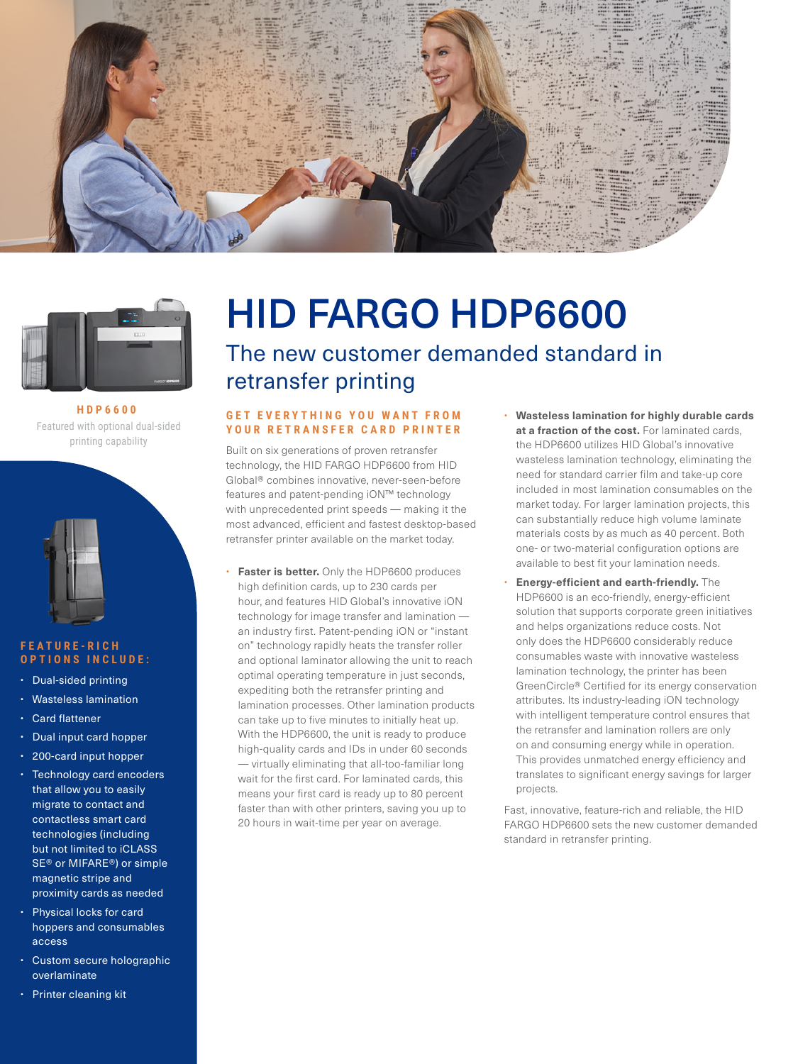**HDP6600**

Featured with optional dual-sided printing capability

### FEATURE-RICH OPTIONS INCLUDE:

- Dual-sided printing
- Wasteless lamination
- Card flattener
- Dual input card hopper
- 200-card input hopper
- Technology card encoders that allow you to easily migrate to contact and contactless smart card technologies (including but not limited to iCLASS SE® or MIFARE®) or simple magnetic stripe and proximity cards as needed
- Physical locks for card hoppers and consumables access
- Custom secure holographic overlaminate
- Printer cleaning kit

# HID FARGO HDP6600

## The new customer demanded standard in retransfer printing

### GET EVERYTHING YOU WANT FROM YOUR RETRANSFER CARD PRINTER

Built on six generations of proven retransfer technology, the HID FARGO HDP6600 from HID Global® combines innovative, never-seen-before features and patent-pending iON™ technology with unprecedented print speeds — making it the most advanced, efficient and fastest desktop-based retransfer printer available on the market today.

- **Faster is better.** Only the HDP6600 produces high definition cards, up to 230 cards per hour, and features HID Global's innovative iON technology for image transfer and lamination — an industry first. Patent-pending iON or "instant on" technology rapidly heats the transfer roller and optional laminator allowing the unit to reach optimal operating temperature in just seconds, expediting both the retransfer printing and lamination processes. Other lamination products can take up to five minutes to initially heat up. With the HDP6600, the unit is ready to produce high-quality cards and IDs in under 60 seconds — virtually eliminating that all-too-familiar long wait for the first card. For laminated cards, this means your first card is ready up to 80 percent faster than with other printers, saving you up to 20 hours in wait-time per year on average.
- **Wasteless lamination for highly durable cards at a fraction of the cost.** For laminated cards, the HDP6600 utilizes HID Global's innovative wasteless lamination technology, eliminating the need for standard carrier film and take-up core included in most lamination consumables on the market today. For larger lamination projects, this can substantially reduce high volume laminate materials costs by as much as 40 percent. Both one- or two-material configuration options are available to best fit your lamination needs.
- **Energy-efficient and earth-friendly.** The HDP6600 is an eco-friendly, energy-efficient solution that supports corporate green initiatives and helps organizations reduce costs. Not only does the HDP6600 considerably reduce consumables waste with innovative wasteless lamination technology, the printer has been GreenCircle® Certified for its energy conservation attributes. Its industry-leading iON technology with intelligent temperature control ensures that the retransfer and lamination rollers are only on and consuming energy while in operation. This provides unmatched energy efficiency and translates to significant energy savings for larger projects.

Fast, innovative, feature-rich and reliable, the HID FARGO HDP6600 sets the new customer demanded standard in retransfer printing.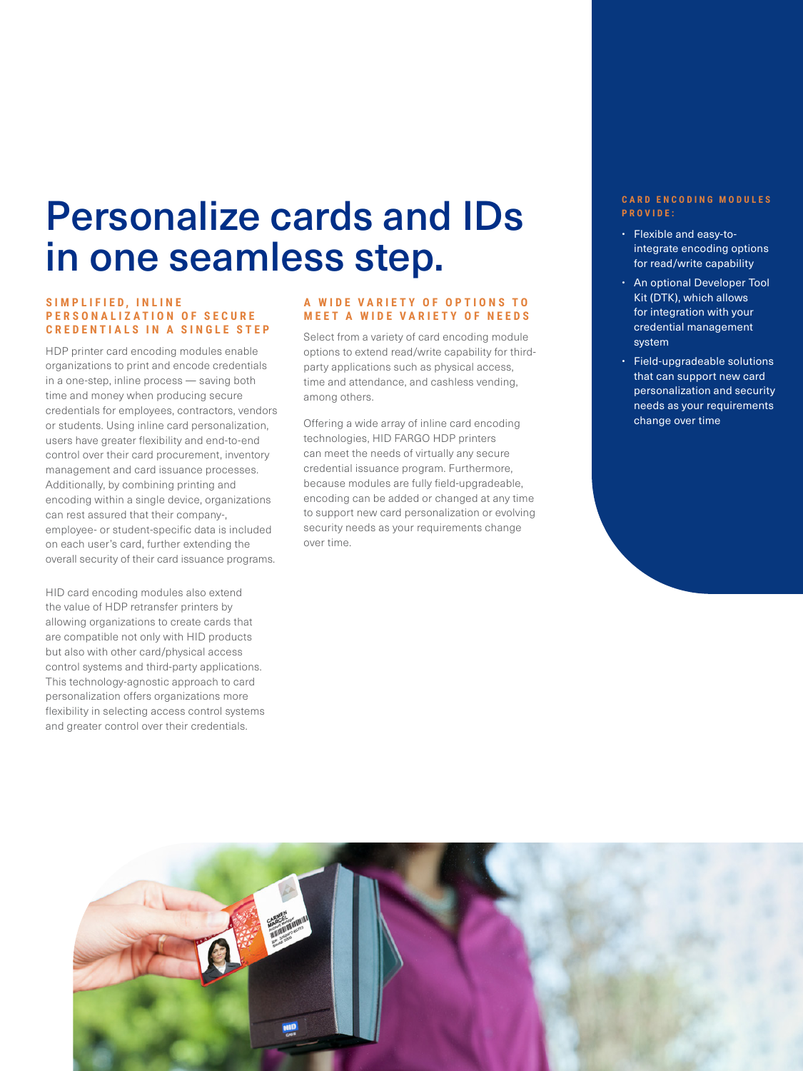# Personalize cards and IDs in one seamless step.

### SIMPLIFIED, INLINE PERSONALIZATION OF SECURE CREDENTIALS IN A SINGLE STEP

HDP printer card encoding modules enable organizations to print and encode credentials in a one-step, inline process — saving both time and money when producing secure credentials for employees, contractors, vendors or students. Using inline card personalization, users have greater flexibility and end-to-end control over their card procurement, inventory management and card issuance processes. Additionally, by combining printing and encoding within a single device, organizations can rest assured that their company-, employee- or student-specific data is included on each user's card, further extending the overall security of their card issuance programs.

HID card encoding modules also extend the value of HDP retransfer printers by allowing organizations to create cards that are compatible not only with HID products but also with other card/physical access control systems and third-party applications. This technology-agnostic approach to card personalization offers organizations more flexibility in selecting access control systems and greater control over their credentials.

### A WIDE VARIETY OF OPTIONS TO MEET A WIDE VARIETY OF NEEDS

Select from a variety of card encoding module options to extend read/write capability for third-party applications such as physical access, time and attendance, and cashless vending, among others.

Offering a wide array of inline card encoding technologies, HID FARGO HDP printers can meet the needs of virtually any secure credential issuance program. Furthermore, because modules are fully field-upgradeable, encoding can be added or changed at any time to support new card personalization or evolving security needs as your requirements change over time.

### CARD ENCODING MODULES PROVIDE:

- Flexible and easy-to-integrate encoding options for read/write capability
- An optional Developer Tool Kit (DTK), which allows for integration with your credential management system
- Field-upgradeable solutions that can support new card personalization and security needs as your requirements change over time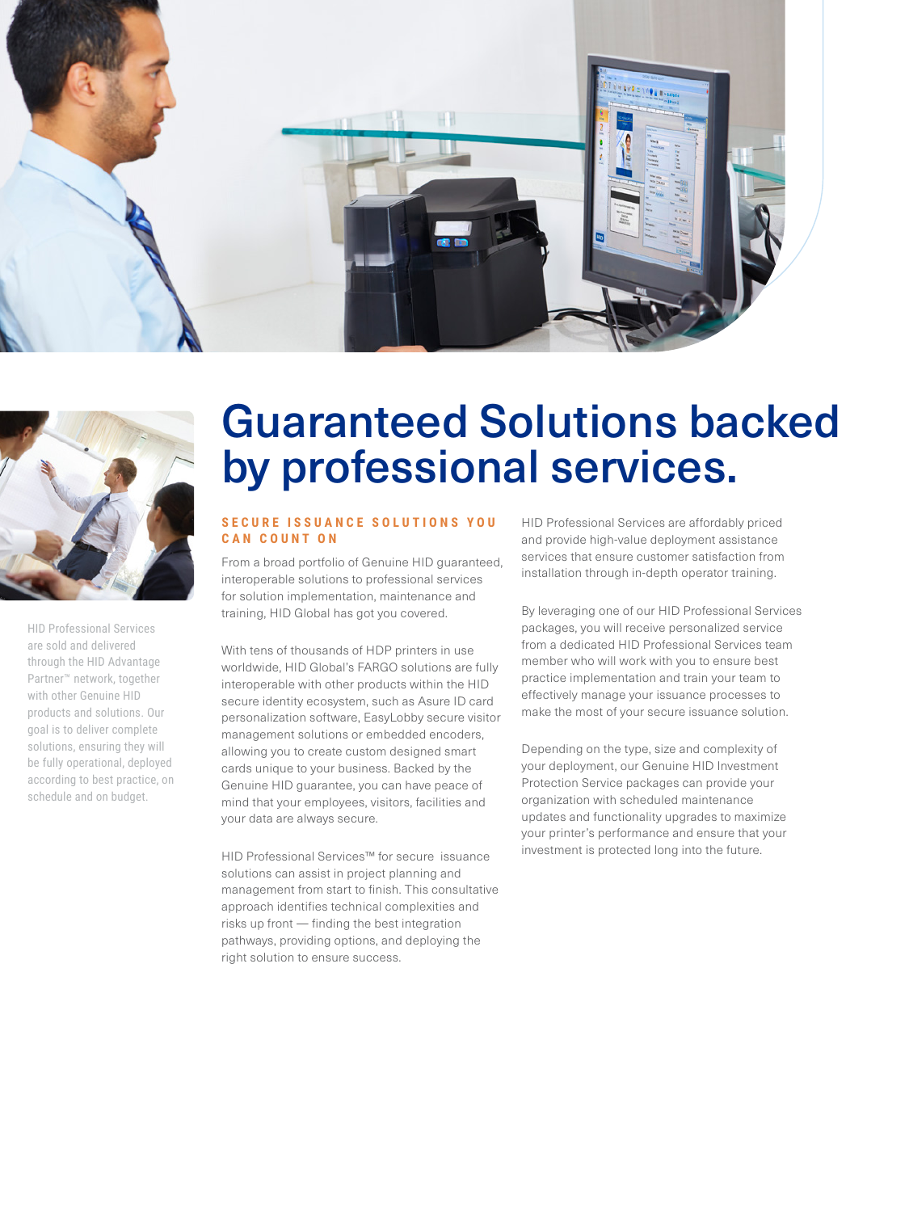# Guaranteed Solutions backed by professional services.

HID Professional Services are sold and delivered through the HID Advantage Partner™ network, together with other Genuine HID products and solutions. Our goal is to deliver complete solutions, ensuring they will be fully operational, deployed according to best practice, on schedule and on budget.

### SECURE ISSUANCE SOLUTIONS YOU CAN COUNT ON

From a broad portfolio of Genuine HID guaranteed, interoperable solutions to professional services for solution implementation, maintenance and training, HID Global has got you covered.

With tens of thousands of HDP printers in use worldwide, HID Global's FARGO solutions are fully interoperable with other products within the HID secure identity ecosystem, such as Asure ID card personalization software, EasyLobby secure visitor management solutions or embedded encoders, allowing you to create custom designed smart cards unique to your business. Backed by the Genuine HID guarantee, you can have peace of mind that your employees, visitors, facilities and your data are always secure.

HID Professional Services™ for secure issuance solutions can assist in project planning and management from start to finish. This consultative approach identifies technical complexities and risks up front — finding the best integration pathways, providing options, and deploying the right solution to ensure success.

HID Professional Services are affordably priced and provide high-value deployment assistance services that ensure customer satisfaction from installation through in-depth operator training.

By leveraging one of our HID Professional Services packages, you will receive personalized service from a dedicated HID Professional Services team member who will work with you to ensure best practice implementation and train your team to effectively manage your issuance processes to make the most of your secure issuance solution.

Depending on the type, size and complexity of your deployment, our Genuine HID Investment Protection Service packages can provide your organization with scheduled maintenance updates and functionality upgrades to maximize your printer's performance and ensure that your investment is protected long into the future.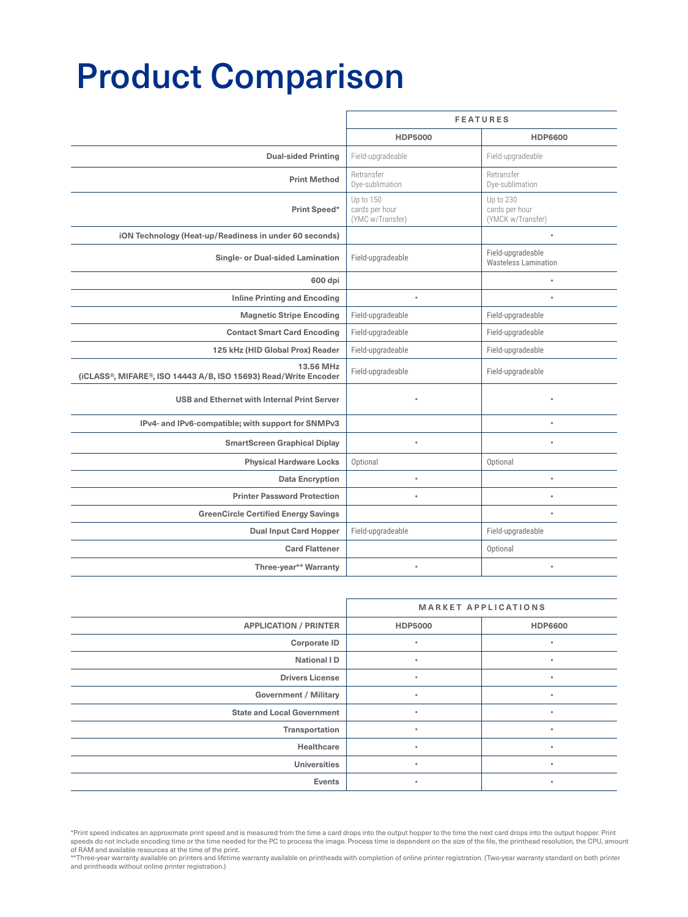# Product Comparison

| | FEATURES | |
|---|---|---|
| | **HDP5000** | **HDP6600** |
| **Dual-sided Printing** | Field-upgradeable | Field-upgradeable |
| **Print Method** | Retransfer Dye-sublimation | Retransfer Dye-sublimation |
| **Print Speed*** | Up to 150 cards per hour (YMC w/Transfer) | Up to 230 cards per hour (YMCK w/Transfer) |
| **iON Technology (Heat-up/Readiness in under 60 seconds)** | | • |
| **Single- or Dual-sided Lamination** | Field-upgradeable | Field-upgradeable Wasteless Lamination |
| **600 dpi** | | • |
| **Inline Printing and Encoding** | • | • |
| **Magnetic Stripe Encoding** | Field-upgradeable | Field-upgradeable |
| **Contact Smart Card Encoding** | Field-upgradeable | Field-upgradeable |
| **125 kHz (HID Global Prox) Reader** | Field-upgradeable | Field-upgradeable |
| **13.56 MHz (iCLASS®, MIFARE®, ISO 14443 A/B, ISO 15693) Read/Write Encoder** | Field-upgradeable | Field-upgradeable |
| **USB and Ethernet with Internal Print Server** | • | • |
| **IPv4- and IPv6-compatible; with support for SNMPv3** | | • |
| **SmartScreen Graphical Diplay** | • | • |
| **Physical Hardware Locks** | Optional | Optional |
| **Data Encryption** | • | • |
| **Printer Password Protection** | • | • |
| **GreenCircle Certified Energy Savings** | | • |
| **Dual Input Card Hopper** | Field-upgradeable | Field-upgradeable |
| **Card Flattener** | | Optional |
| **Three-year** Warranty** | • | • |

| | MARKET APPLICATIONS | |
|---|---|---|
| **APPLICATION / PRINTER** | **HDP5000** | **HDP6600** |
| **Corporate ID** | • | • |
| **National I D** | • | • |
| **Drivers License** | • | • |
| **Government / Military** | • | • |
| **State and Local Government** | • | • |
| **Transportation** | • | • |
| **Healthcare** | • | • |
| **Universities** | • | • |
| **Events** | • | • |

*Print speed indicates an approximate print speed and is measured from the time a card drops into the output hopper to the time the next card drops into the output hopper. Print speeds do not include encoding time or the time needed for the PC to process the image. Process time is dependent on the size of the file, the printhead resolution, the CPU, amount of RAM and available resources at the time of the print.

**Three-year warranty available on printers and lifetime warranty available on printheads with completion of online printer registration. (Two-year warranty standard on both printer and printheads without online printer registration.)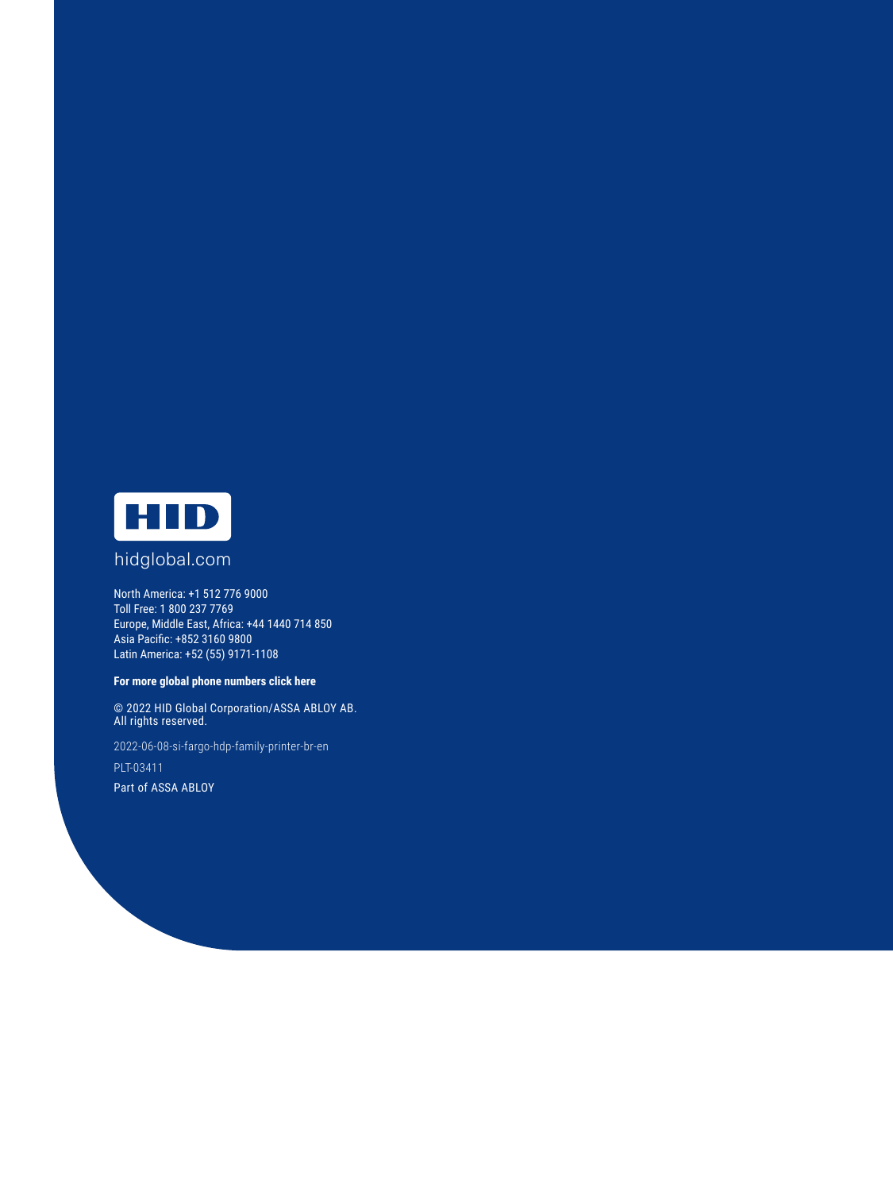HID

hidglobal.com

North America: +1 512 776 9000
Toll Free: 1 800 237 7769
Europe, Middle East, Africa: +44 1440 714 850
Asia Pacific: +852 3160 9800
Latin America: +52 (55) 9171-1108

**For more global phone numbers click here**

© 2022 HID Global Corporation/ASSA ABLOY AB.
All rights reserved.

2022-06-08-si-fargo-hdp-family-printer-br-en

PLT-03411

Part of ASSA ABLOY